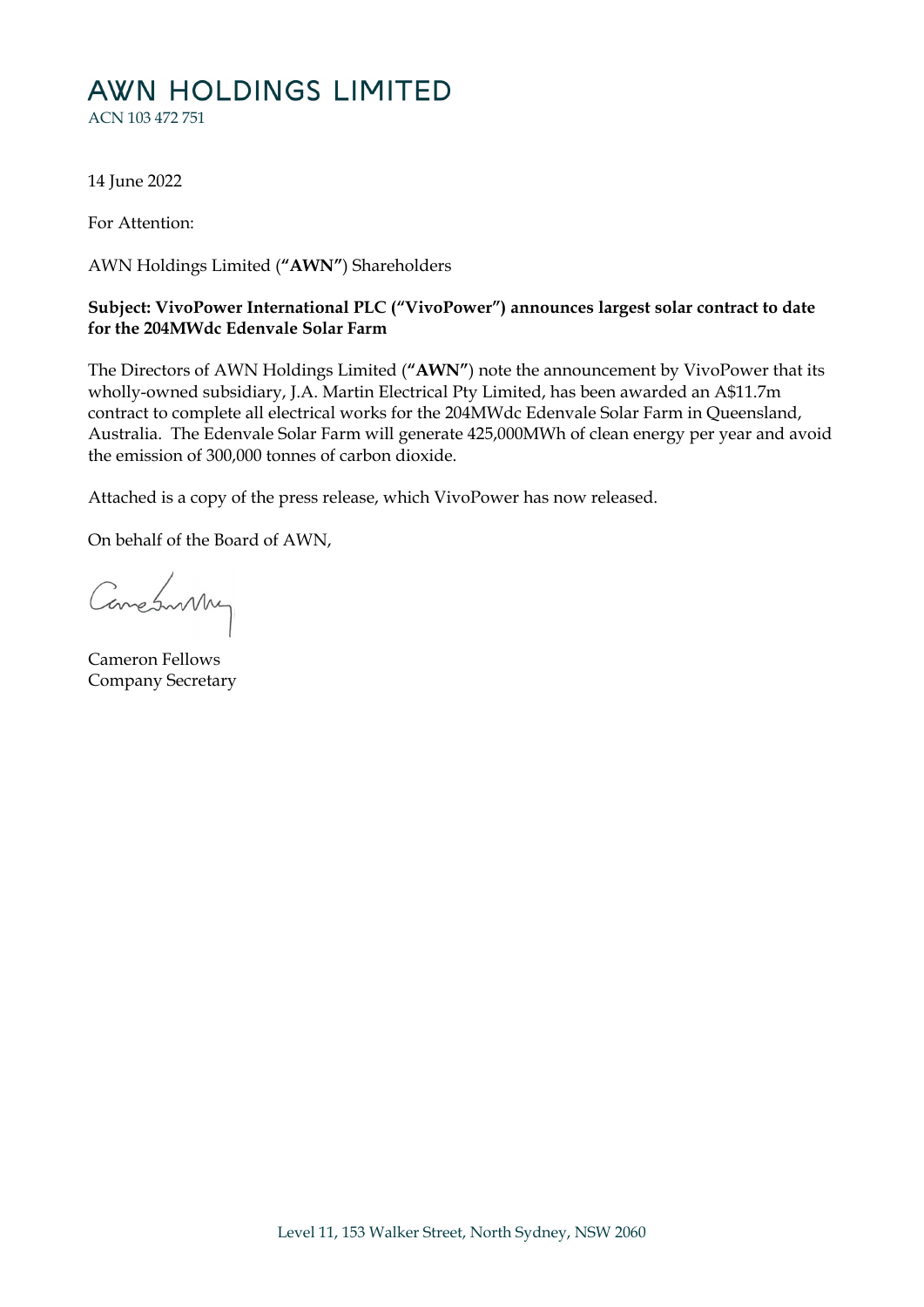# AWN HOLDINGS LIMITED

ACN 103 472 751

14 June 2022

For Attention:

AWN Holdings Limited (**"AWN"**) Shareholders

**Subject: VivoPower International PLC ("VivoPower") announces largest solar contract to date for the 204MWdc Edenvale Solar Farm**

The Directors of AWN Holdings Limited (**"AWN"**) note the announcement by VivoPower that its wholly-owned subsidiary, J.A. Martin Electrical Pty Limited, has been awarded an A$11.7m contract to complete all electrical works for the 204MWdc Edenvale Solar Farm in Queensland, Australia. The Edenvale Solar Farm will generate 425,000MWh of clean energy per year and avoid the emission of 300,000 tonnes of carbon dioxide.

Attached is a copy of the press release, which VivoPower has now released.

On behalf of the Board of AWN,

Cameron Fellows
Company Secretary

Level 11, 153 Walker Street, North Sydney, NSW 2060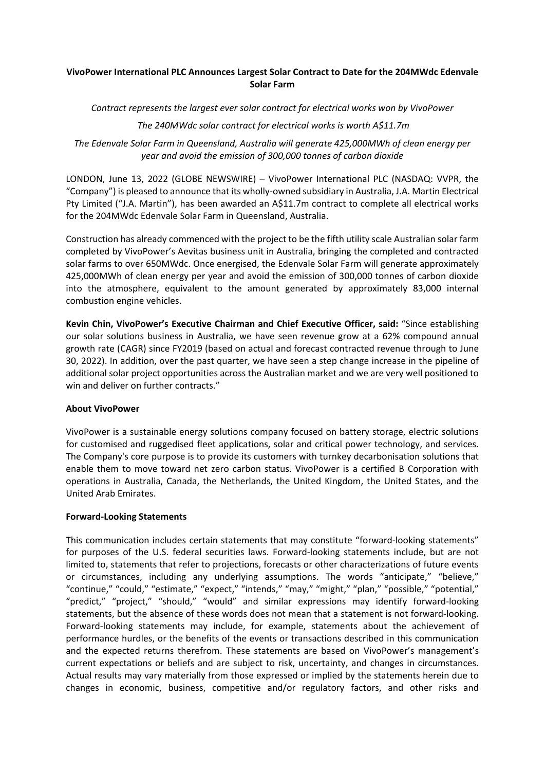**VivoPower International PLC Announces Largest Solar Contract to Date for the 204MWdc Edenvale Solar Farm**

*Contract represents the largest ever solar contract for electrical works won by VivoPower*

*The 240MWdc solar contract for electrical works is worth A$11.7m*

*The Edenvale Solar Farm in Queensland, Australia will generate 425,000MWh of clean energy per year and avoid the emission of 300,000 tonnes of carbon dioxide*

LONDON, June 13, 2022 (GLOBE NEWSWIRE) – VivoPower International PLC (NASDAQ: VVPR, the "Company") is pleased to announce that its wholly-owned subsidiary in Australia, J.A. Martin Electrical Pty Limited ("J.A. Martin"), has been awarded an A$11.7m contract to complete all electrical works for the 204MWdc Edenvale Solar Farm in Queensland, Australia.

Construction has already commenced with the project to be the fifth utility scale Australian solar farm completed by VivoPower's Aevitas business unit in Australia, bringing the completed and contracted solar farms to over 650MWdc. Once energised, the Edenvale Solar Farm will generate approximately 425,000MWh of clean energy per year and avoid the emission of 300,000 tonnes of carbon dioxide into the atmosphere, equivalent to the amount generated by approximately 83,000 internal combustion engine vehicles.

**Kevin Chin, VivoPower's Executive Chairman and Chief Executive Officer, said:** "Since establishing our solar solutions business in Australia, we have seen revenue grow at a 62% compound annual growth rate (CAGR) since FY2019 (based on actual and forecast contracted revenue through to June 30, 2022). In addition, over the past quarter, we have seen a step change increase in the pipeline of additional solar project opportunities across the Australian market and we are very well positioned to win and deliver on further contracts."

**About VivoPower**

VivoPower is a sustainable energy solutions company focused on battery storage, electric solutions for customised and ruggedised fleet applications, solar and critical power technology, and services. The Company's core purpose is to provide its customers with turnkey decarbonisation solutions that enable them to move toward net zero carbon status. VivoPower is a certified B Corporation with operations in Australia, Canada, the Netherlands, the United Kingdom, the United States, and the United Arab Emirates.

**Forward-Looking Statements**

This communication includes certain statements that may constitute "forward-looking statements" for purposes of the U.S. federal securities laws. Forward-looking statements include, but are not limited to, statements that refer to projections, forecasts or other characterizations of future events or circumstances, including any underlying assumptions. The words "anticipate," "believe," "continue," "could," "estimate," "expect," "intends," "may," "might," "plan," "possible," "potential," "predict," "project," "should," "would" and similar expressions may identify forward-looking statements, but the absence of these words does not mean that a statement is not forward-looking. Forward-looking statements may include, for example, statements about the achievement of performance hurdles, or the benefits of the events or transactions described in this communication and the expected returns therefrom. These statements are based on VivoPower's management's current expectations or beliefs and are subject to risk, uncertainty, and changes in circumstances. Actual results may vary materially from those expressed or implied by the statements herein due to changes in economic, business, competitive and/or regulatory factors, and other risks and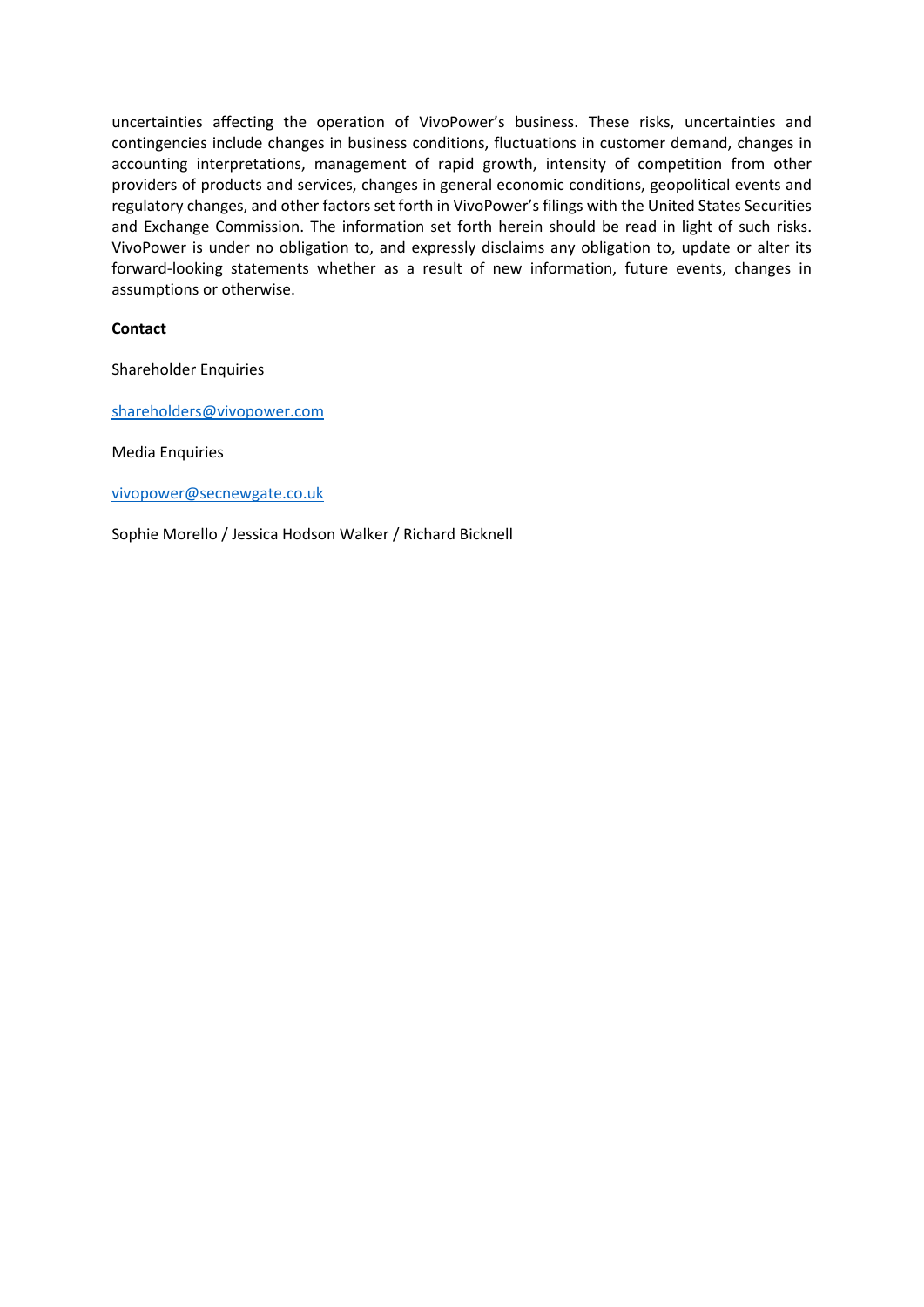uncertainties affecting the operation of VivoPower's business. These risks, uncertainties and contingencies include changes in business conditions, fluctuations in customer demand, changes in accounting interpretations, management of rapid growth, intensity of competition from other providers of products and services, changes in general economic conditions, geopolitical events and regulatory changes, and other factors set forth in VivoPower's filings with the United States Securities and Exchange Commission. The information set forth herein should be read in light of such risks. VivoPower is under no obligation to, and expressly disclaims any obligation to, update or alter its forward-looking statements whether as a result of new information, future events, changes in assumptions or otherwise.

**Contact**

Shareholder Enquiries

shareholders@vivopower.com

Media Enquiries

vivopower@secnewgate.co.uk

Sophie Morello / Jessica Hodson Walker / Richard Bicknell